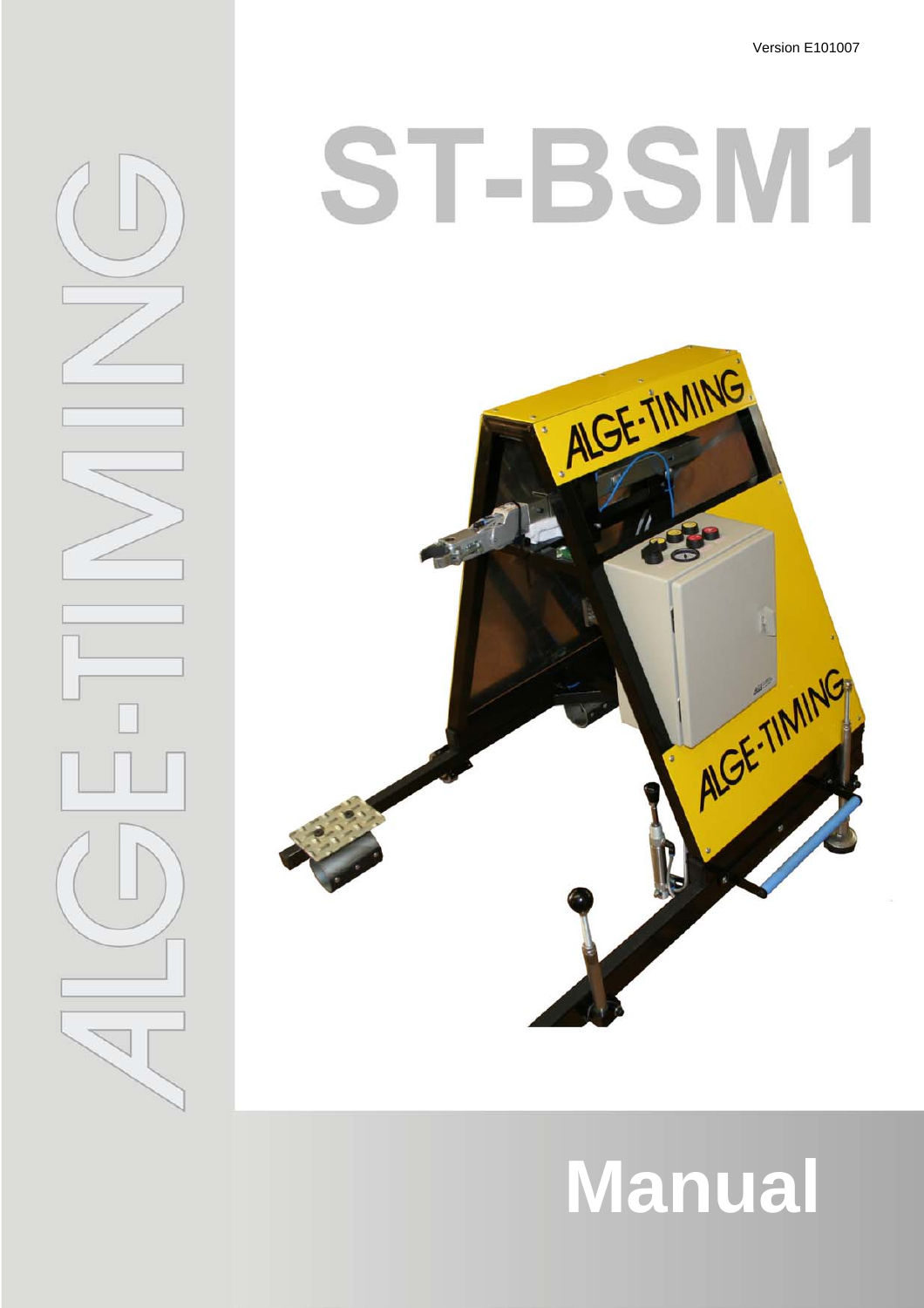Version E101007

# ST-BSM1

# Manual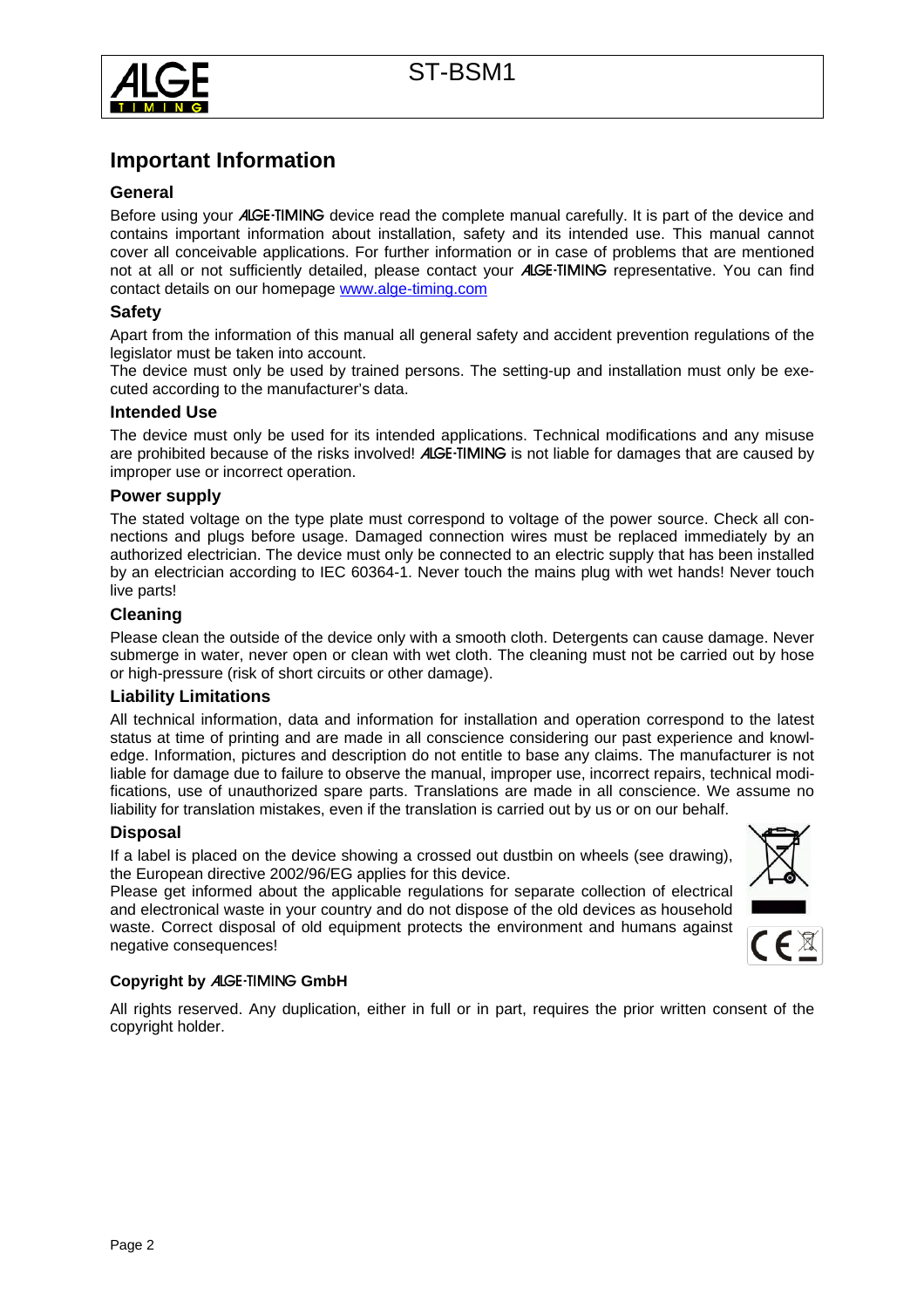# Important Information

## General

Before using your ALGE-TIMING device read the complete manual carefully. It is part of the device and contains important information about installation, safety and its intended use. This manual cannot cover all conceivable applications. For further information or in case of problems that are mentioned not at all or not sufficiently detailed, please contact your ALGE-TIMING representative. You can find contact details on our homepage www.alge-timing.com

## Safety

Apart from the information of this manual all general safety and accident prevention regulations of the legislator must be taken into account.

The device must only be used by trained persons. The setting-up and installation must only be executed according to the manufacturer's data.

## Intended Use

The device must only be used for its intended applications. Technical modifications and any misuse are prohibited because of the risks involved! ALGE-TIMING is not liable for damages that are caused by improper use or incorrect operation.

## Power supply

The stated voltage on the type plate must correspond to voltage of the power source. Check all connections and plugs before usage. Damaged connection wires must be replaced immediately by an authorized electrician. The device must only be connected to an electric supply that has been installed by an electrician according to IEC 60364-1. Never touch the mains plug with wet hands! Never touch live parts!

## Cleaning

Please clean the outside of the device only with a smooth cloth. Detergents can cause damage. Never submerge in water, never open or clean with wet cloth. The cleaning must not be carried out by hose or high-pressure (risk of short circuits or other damage).

## Liability Limitations

All technical information, data and information for installation and operation correspond to the latest status at time of printing and are made in all conscience considering our past experience and knowledge. Information, pictures and description do not entitle to base any claims. The manufacturer is not liable for damage due to failure to observe the manual, improper use, incorrect repairs, technical modifications, use of unauthorized spare parts. Translations are made in all conscience. We assume no liability for translation mistakes, even if the translation is carried out by us or on our behalf.

## Disposal

If a label is placed on the device showing a crossed out dustbin on wheels (see drawing), the European directive 2002/96/EG applies for this device.

Please get informed about the applicable regulations for separate collection of electrical and electronical waste in your country and do not dispose of the old devices as household waste. Correct disposal of old equipment protects the environment and humans against negative consequences!

**Copyright by ALGE-TIMING GmbH**

All rights reserved. Any duplication, either in full or in part, requires the prior written consent of the copyright holder.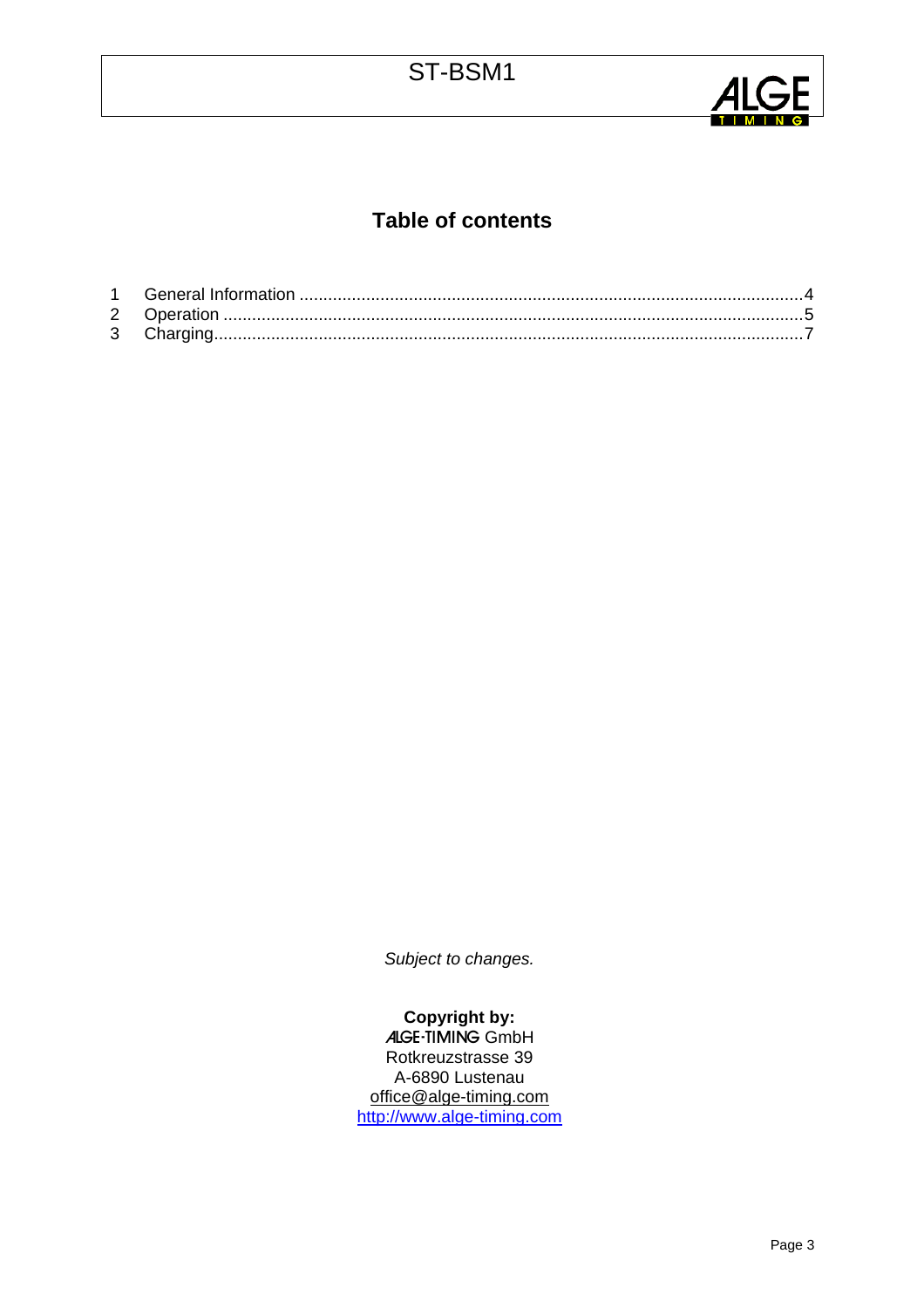# Table of contents

1 General Information ....................................................................................................4
2 Operation ....................................................................................................5
3 Charging....................................................................................................7

*Subject to changes.*

**Copyright by:**
ALGE-TIMING GmbH
Rotkreuzstrasse 39
A-6890 Lustenau
office@alge-timing.com
http://www.alge-timing.com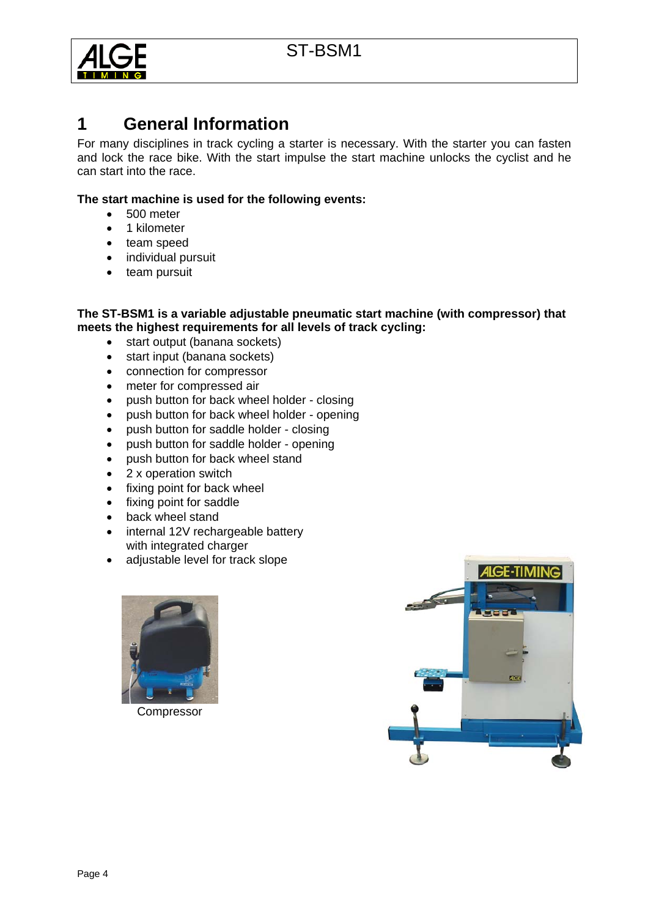# 1 General Information

For many disciplines in track cycling a starter is necessary. With the starter you can fasten and lock the race bike. With the start impulse the start machine unlocks the cyclist and he can start into the race.

**The start machine is used for the following events:**

- 500 meter
- 1 kilometer
- team speed
- individual pursuit
- team pursuit

**The ST-BSM1 is a variable adjustable pneumatic start machine (with compressor) that meets the highest requirements for all levels of track cycling:**

- start output (banana sockets)
- start input (banana sockets)
- connection for compressor
- meter for compressed air
- push button for back wheel holder - closing
- push button for back wheel holder - opening
- push button for saddle holder - closing
- push button for saddle holder - opening
- push button for back wheel stand
- 2 x operation switch
- fixing point for back wheel
- fixing point for saddle
- back wheel stand
- internal 12V rechargeable battery with integrated charger
- adjustable level for track slope

Compressor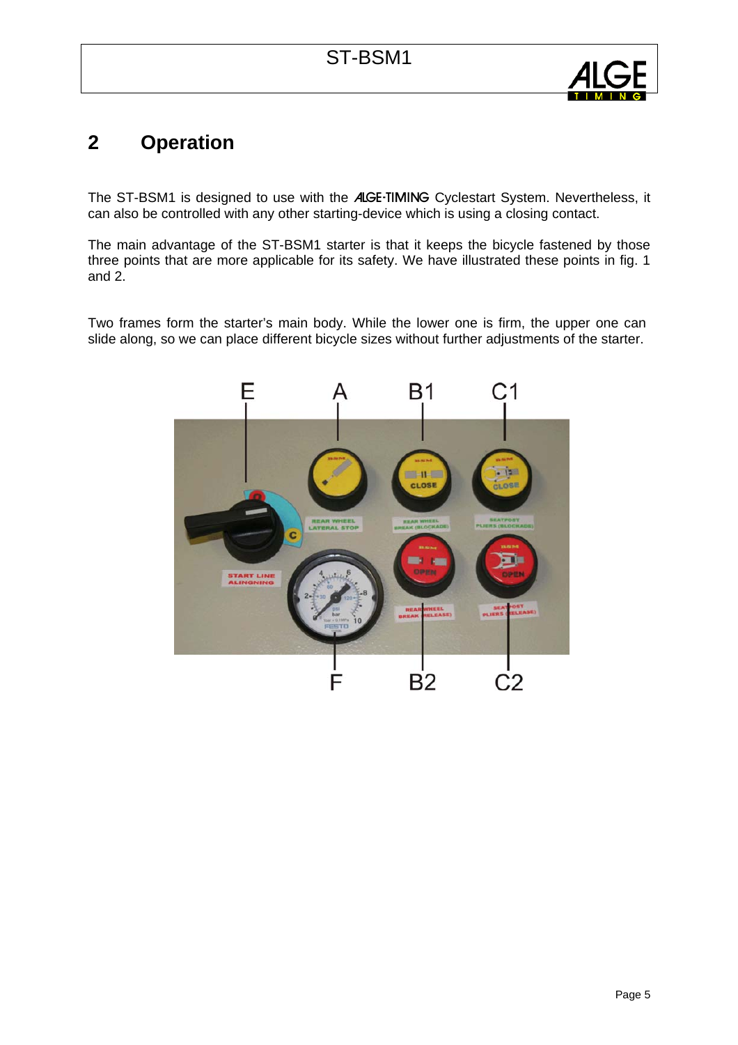## 2 Operation

The ST-BSM1 is designed to use with the ALGE-TIMING Cyclestart System. Nevertheless, it can also be controlled with any other starting-device which is using a closing contact.

The main advantage of the ST-BSM1 starter is that it keeps the bicycle fastened by those three points that are more applicable for its safety. We have illustrated these points in fig. 1 and 2.

Two frames form the starter's main body. While the lower one is firm, the upper one can slide along, so we can place different bicycle sizes without further adjustments of the starter.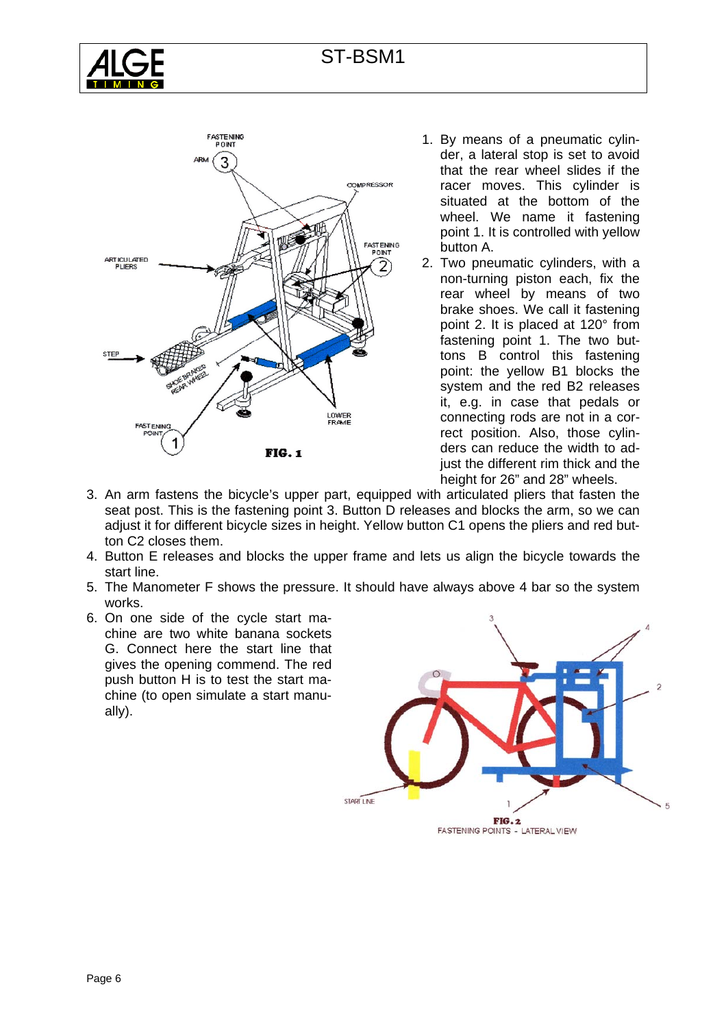FIG. 1

1. By means of a pneumatic cylinder, a lateral stop is set to avoid that the rear wheel slides if the racer moves. This cylinder is situated at the bottom of the wheel. We name it fastening point 1. It is controlled with yellow button A.
2. Two pneumatic cylinders, with a non-turning piston each, fix the rear wheel by means of two brake shoes. We call it fastening point 2. It is placed at 120° from fastening point 1. The two buttons B control this fastening point: the yellow B1 blocks the system and the red B2 releases it, e.g. in case that pedals or connecting rods are not in a correct position. Also, those cylinders can reduce the width to adjust the different rim thick and the height for 26" and 28" wheels.
3. An arm fastens the bicycle's upper part, equipped with articulated pliers that fasten the seat post. This is the fastening point 3. Button D releases and blocks the arm, so we can adjust it for different bicycle sizes in height. Yellow button C1 opens the pliers and red button C2 closes them.
4. Button E releases and blocks the upper frame and lets us align the bicycle towards the start line.
5. The Manometer F shows the pressure. It should have always above 4 bar so the system works.
6. On one side of the cycle start machine are two white banana sockets G. Connect here the start line that gives the opening commend. The red push button H is to test the start machine (to open simulate a start manually).

FIG. 2
FASTENING POINTS - LATERAL VIEW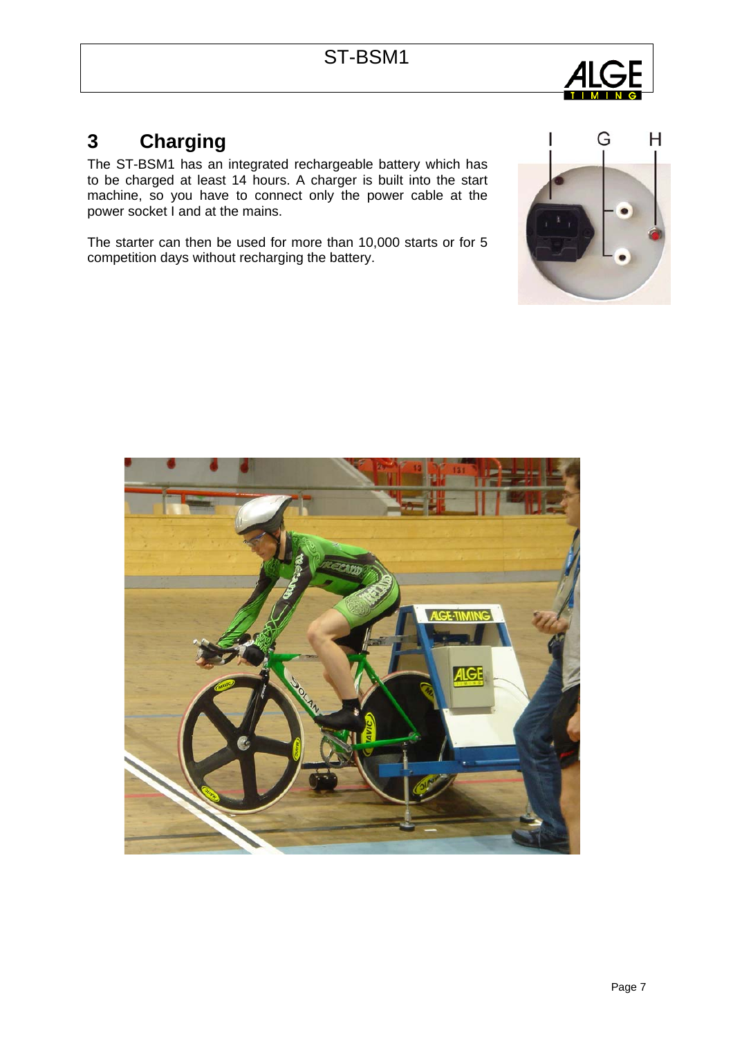# 3 Charging

The ST-BSM1 has an integrated rechargeable battery which has to be charged at least 14 hours. A charger is built into the start machine, so you have to connect only the power cable at the power socket I and at the mains.

The starter can then be used for more than 10,000 starts or for 5 competition days without recharging the battery.